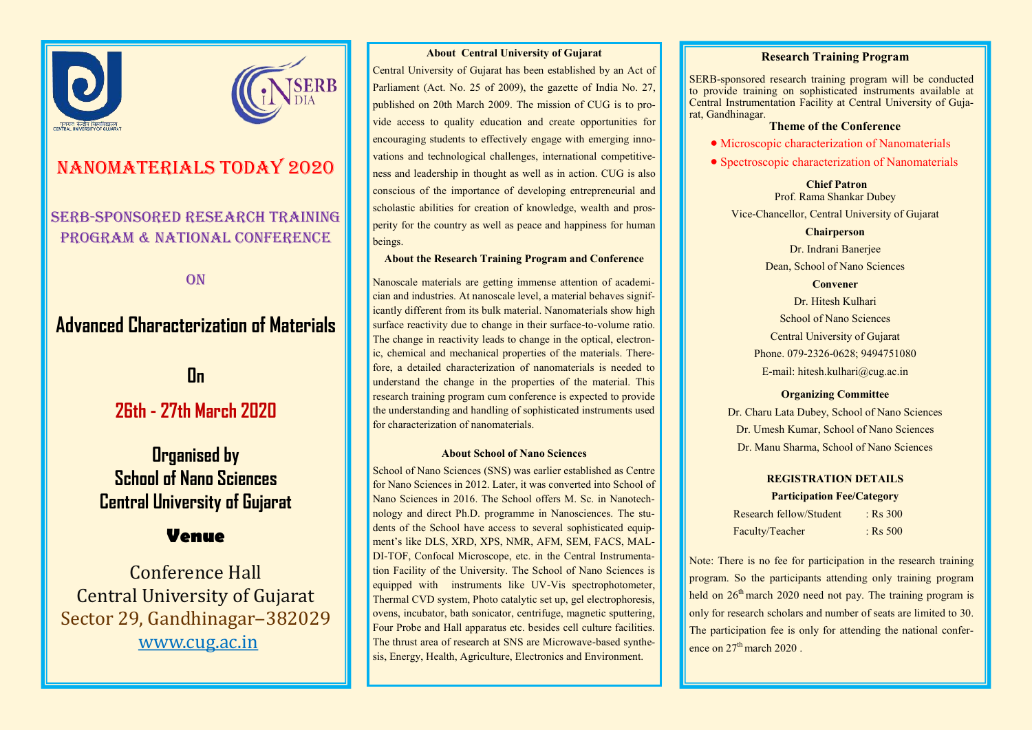# NANOMATERIALS TODAY 2020

## SERB-SPONSORED RESEARCH TRAINING PROGRAM & NATIONAL CONFERENCE

ON

# Advanced Characterization of Materials

On

**26th - 27th March 2020**

**Organised by**
**School of Nano Sciences**
**Central University of Gujarat**

### Venue

Conference Hall
Central University of Gujarat
Sector 29, Gandhinagar–382029
www.cug.ac.in

### About Central University of Gujarat

Central University of Gujarat has been established by an Act of Parliament (Act. No. 25 of 2009), the gazette of India No. 27, published on 20th March 2009. The mission of CUG is to provide access to quality education and create opportunities for encouraging students to effectively engage with emerging innovations and technological challenges, international competitiveness and leadership in thought as well as in action. CUG is also conscious of the importance of developing entrepreneurial and scholastic abilities for creation of knowledge, wealth and prosperity for the country as well as peace and happiness for human beings.

### About the Research Training Program and Conference

Nanoscale materials are getting immense attention of academician and industries. At nanoscale level, a material behaves significantly different from its bulk material. Nanomaterials show high surface reactivity due to change in their surface-to-volume ratio. The change in reactivity leads to change in the optical, electronic, chemical and mechanical properties of the materials. Therefore, a detailed characterization of nanomaterials is needed to understand the change in the properties of the material. This research training program cum conference is expected to provide the understanding and handling of sophisticated instruments used for characterization of nanomaterials.

### About School of Nano Sciences

School of Nano Sciences (SNS) was earlier established as Centre for Nano Sciences in 2012. Later, it was converted into School of Nano Sciences in 2016. The School offers M. Sc. in Nanotechnology and direct Ph.D. programme in Nanosciences. The students of the School have access to several sophisticated equipment's like DLS, XRD, XPS, NMR, AFM, SEM, FACS, MALDI-TOF, Confocal Microscope, etc. in the Central Instrumentation Facility of the University. The School of Nano Sciences is equipped with instruments like UV-Vis spectrophotometer, Thermal CVD system, Photo catalytic set up, gel electrophoresis, ovens, incubator, bath sonicator, centrifuge, magnetic sputtering, Four Probe and Hall apparatus etc. besides cell culture facilities. The thrust area of research at SNS are Microwave-based synthesis, Energy, Health, Agriculture, Electronics and Environment.

### Research Training Program

SERB-sponsored research training program will be conducted to provide training on sophisticated instruments available at Central Instrumentation Facility at Central University of Gujarat, Gandhinagar.

### Theme of the Conference

- Microscopic characterization of Nanomaterials
- Spectroscopic characterization of Nanomaterials

**Chief Patron**
Prof. Rama Shankar Dubey
Vice-Chancellor, Central University of Gujarat

**Chairperson**
Dr. Indrani Banerjee
Dean, School of Nano Sciences

**Convener**
Dr. Hitesh Kulhari
School of Nano Sciences
Central University of Gujarat
Phone. 079-2326-0628; 9494751080
E-mail: hitesh.kulhari@cug.ac.in

**Organizing Committee**
Dr. Charu Lata Dubey, School of Nano Sciences
Dr. Umesh Kumar, School of Nano Sciences
Dr. Manu Sharma, School of Nano Sciences

### REGISTRATION DETAILS

**Participation Fee/Category**

| Category | Fee |
|---|---|
| Research fellow/Student | : Rs 300 |
| Faculty/Teacher | : Rs 500 |

Note: There is no fee for participation in the research training program. So the participants attending only training program held on 26th march 2020 need not pay. The training program is only for research scholars and number of seats are limited to 30. The participation fee is only for attending the national conference on 27th march 2020 .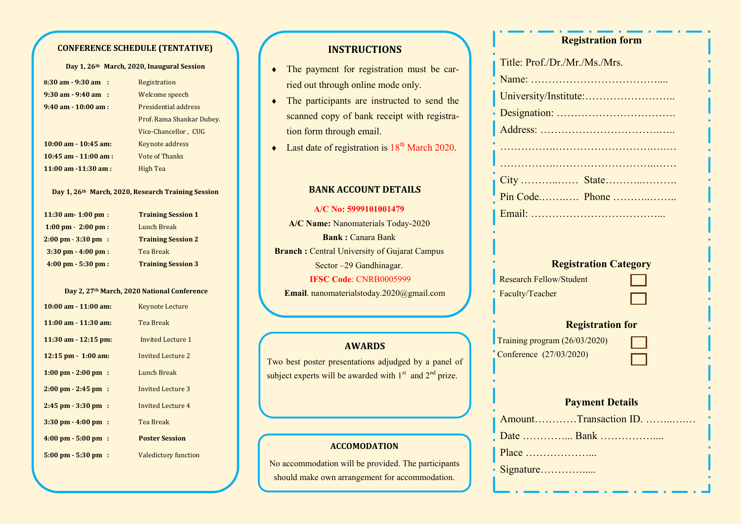## CONFERENCE SCHEDULE (TENTATIVE)

**Day 1, 26th March, 2020, Inaugural Session**

| | |
|---|---|
| **8:30 am - 9:30 am :** | Registration |
| **9:30 am - 9:40 am :** | Welcome speech |
| **9:40 am - 10:00 am :** | Presidential address<br>Prof. Rama Shankar Dubey.<br>Vice-Chancellor , CUG |
| **10:00 am - 10:45 am:** | Keynote address |
| **10:45 am - 11:00 am :** | Vote of Thanks |
| **11:00 am -11:30 am :** | High Tea |

**Day 1, 26th March, 2020, Research Training Session**

| | |
|---|---|
| **11:30 am- 1:00 pm :** | **Training Session 1** |
| **1:00 pm - 2:00 pm :** | Lunch Break |
| **2:00 pm - 3:30 pm :** | **Training Session 2** |
| **3:30 pm - 4:00 pm :** | Tea Break |
| **4:00 pm - 5:30 pm :** | **Training Session 3** |

**Day 2, 27th March, 2020 National Conference**

| | |
|---|---|
| **10:00 am - 11:00 am:** | Keynote Lecture |
| **11:00 am - 11:30 am:** | Tea Break |
| **11:30 am - 12:15 pm:** | Invited Lecture 1 |
| **12:15 pm - 1:00 am:** | Invited Lecture 2 |
| **1:00 pm - 2:00 pm :** | Lunch Break |
| **2:00 pm - 2:45 pm :** | Invited Lecture 3 |
| **2:45 pm - 3:30 pm :** | Invited Lecture 4 |
| **3:30 pm - 4:00 pm :** | Tea Break |
| **4:00 pm - 5:00 pm :** | **Poster Session** |
| **5:00 pm - 5:30 pm :** | Valedictory function |

## INSTRUCTIONS

- The payment for registration must be carried out through online mode only.
- The participants are instructed to send the scanned copy of bank receipt with registration form through email.
- Last date of registration is 18th March 2020.

## BANK ACCOUNT DETAILS

**A/C No: 5999101001479**

**A/C Name:** Nanomaterials Today-2020

**Bank :** Canara Bank

**Branch :** Central University of Gujarat Campus Sector –29 Gandhinagar.

**IFSC Code**: CNRB0005999

**Email**. nanomaterialstoday.2020@gmail.com

## AWARDS

Two best poster presentations adjudged by a panel of subject experts will be awarded with 1st and 2nd prize.

## ACCOMODATION

No accommodation will be provided. The participants should make own arrangement for accommodation.

## Registration form

Title: Prof./Dr./Mr./Ms./Mrs.

Name: ………………………………....

University/Institute:……………………..

Designation: …………………………….

Address: ……………………………..…..

…………….……………………….….…

…………….…………………………..……

City ………..…… State………..……….

Pin Code.……..…. Phone ………..……..

Email: ………………………………...

### Registration Category

Research Fellow/Student ☐

Faculty/Teacher ☐

### Registration for

Training program (26/03/2020) ☐

Conference (27/03/2020) ☐

### Payment Details

Amount…………Transaction ID. ……..….…

Date …………... Bank ……………....

Place ………………...

Signature………….....